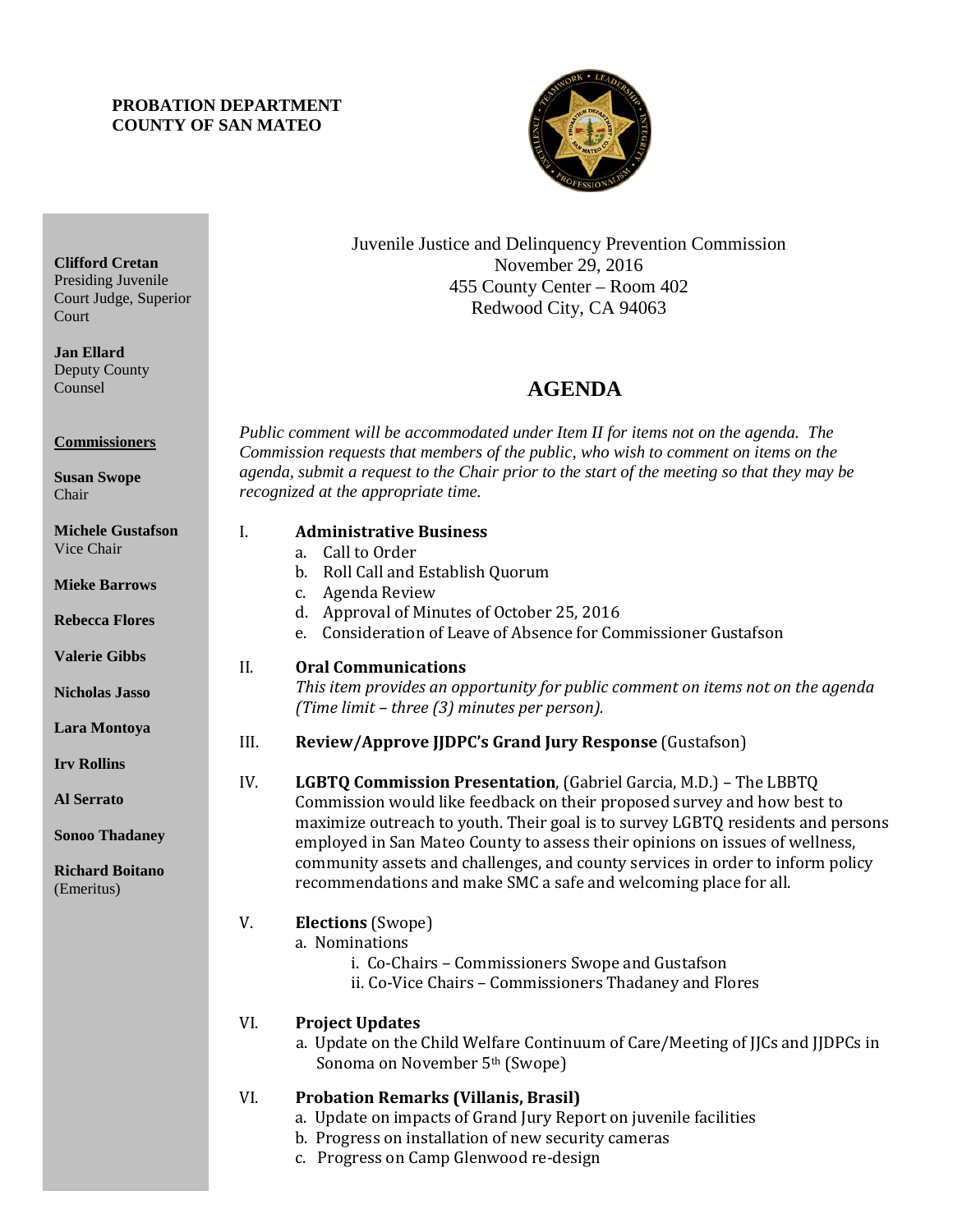**PROBATION DEPARTMENT**
**COUNTY OF SAN MATEO**

**Clifford Cretan**
Presiding Juvenile Court Judge, Superior Court

**Jan Ellard**
Deputy County Counsel

**Commissioners**

**Susan Swope**
Chair

**Michele Gustafson**
Vice Chair

**Mieke Barrows**

**Rebecca Flores**

**Valerie Gibbs**

**Nicholas Jasso**

**Lara Montoya**

**Irv Rollins**

**Al Serrato**

**Sonoo Thadaney**

**Richard Boitano**
(Emeritus)

Juvenile Justice and Delinquency Prevention Commission
November 29, 2016
455 County Center – Room 402
Redwood City, CA 94063

# AGENDA

*Public comment will be accommodated under Item II for items not on the agenda. The Commission requests that members of the public, who wish to comment on items on the agenda, submit a request to the Chair prior to the start of the meeting so that they may be recognized at the appropriate time.*

I. **Administrative Business**
   a. Call to Order
   b. Roll Call and Establish Quorum
   c. Agenda Review
   d. Approval of Minutes of October 25, 2016
   e. Consideration of Leave of Absence for Commissioner Gustafson

II. **Oral Communications**
   *This item provides an opportunity for public comment on items not on the agenda (Time limit – three (3) minutes per person).*

III. **Review/Approve JJDPC's Grand Jury Response** (Gustafson)

IV. **LGBTQ Commission Presentation**, (Gabriel Garcia, M.D.) – The LBBTQ Commission would like feedback on their proposed survey and how best to maximize outreach to youth. Their goal is to survey LGBTQ residents and persons employed in San Mateo County to assess their opinions on issues of wellness, community assets and challenges, and county services in order to inform policy recommendations and make SMC a safe and welcoming place for all.

V. **Elections** (Swope)
   a. Nominations
      i. Co-Chairs – Commissioners Swope and Gustafson
      ii. Co-Vice Chairs – Commissioners Thadaney and Flores

VI. **Project Updates**
   a. Update on the Child Welfare Continuum of Care/Meeting of JJCs and JJDPCs in Sonoma on November 5th (Swope)

VI. **Probation Remarks (Villanis, Brasil)**
   a. Update on impacts of Grand Jury Report on juvenile facilities
   b. Progress on installation of new security cameras
   c. Progress on Camp Glenwood re-design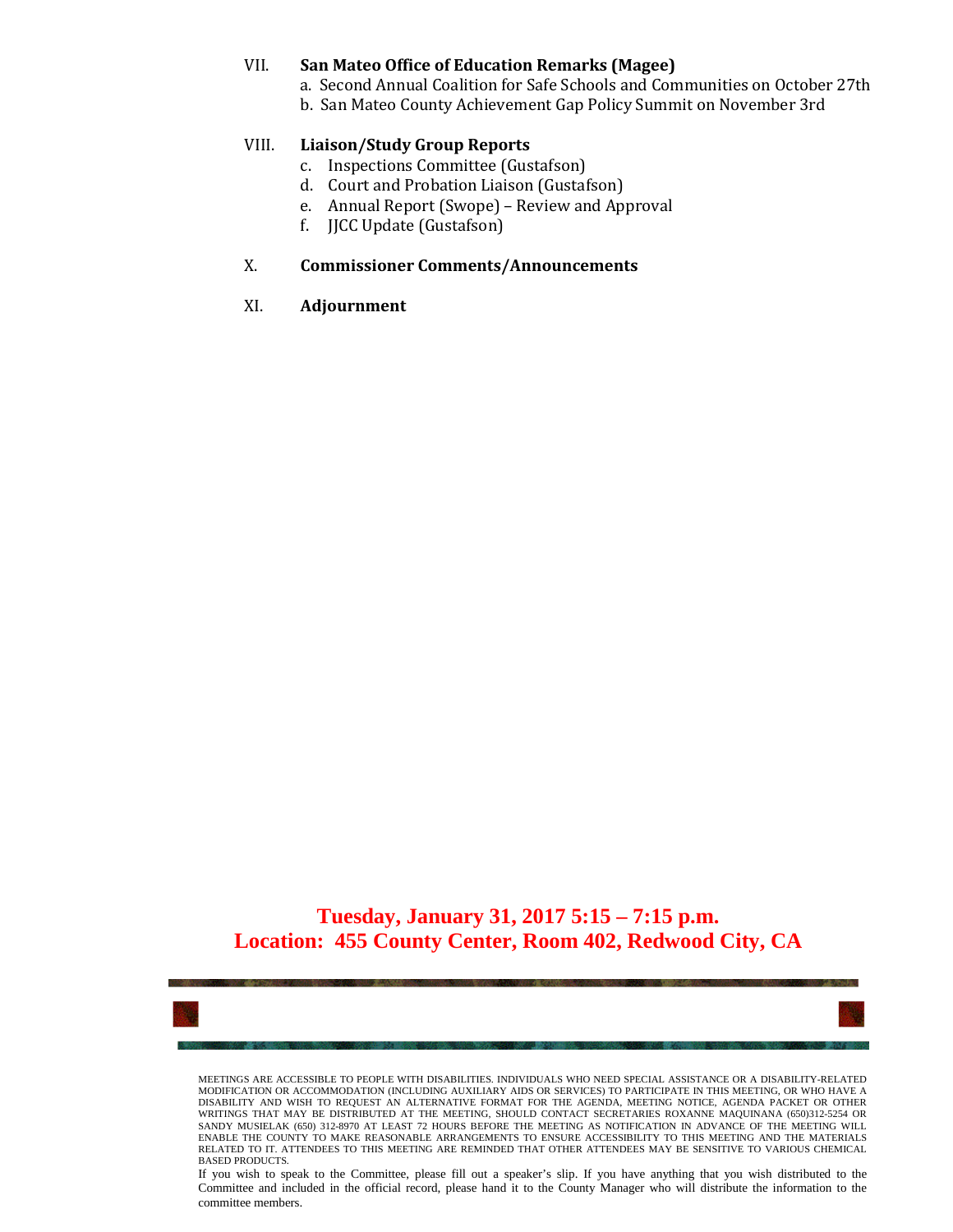VII. **San Mateo Office of Education Remarks (Magee)**

a. Second Annual Coalition for Safe Schools and Communities on October 27th
b. San Mateo County Achievement Gap Policy Summit on November 3rd

VIII. **Liaison/Study Group Reports**

c. Inspections Committee (Gustafson)
d. Court and Probation Liaison (Gustafson)
e. Annual Report (Swope) – Review and Approval
f. JJCC Update (Gustafson)

X. **Commissioner Comments/Announcements**

XI. **Adjournment**

**Tuesday, January 31, 2017 5:15 – 7:15 p.m.**
**Location: 455 County Center, Room 402, Redwood City, CA**

MEETINGS ARE ACCESSIBLE TO PEOPLE WITH DISABILITIES. INDIVIDUALS WHO NEED SPECIAL ASSISTANCE OR A DISABILITY-RELATED MODIFICATION OR ACCOMMODATION (INCLUDING AUXILIARY AIDS OR SERVICES) TO PARTICIPATE IN THIS MEETING, OR WHO HAVE A DISABILITY AND WISH TO REQUEST AN ALTERNATIVE FORMAT FOR THE AGENDA, MEETING NOTICE, AGENDA PACKET OR OTHER WRITINGS THAT MAY BE DISTRIBUTED AT THE MEETING, SHOULD CONTACT SECRETARIES ROXANNE MAQUINANA (650)312-5254 OR SANDY MUSIELAK (650) 312-8970 AT LEAST 72 HOURS BEFORE THE MEETING AS NOTIFICATION IN ADVANCE OF THE MEETING WILL ENABLE THE COUNTY TO MAKE REASONABLE ARRANGEMENTS TO ENSURE ACCESSIBILITY TO THIS MEETING AND THE MATERIALS RELATED TO IT. ATTENDEES TO THIS MEETING ARE REMINDED THAT OTHER ATTENDEES MAY BE SENSITIVE TO VARIOUS CHEMICAL BASED PRODUCTS.

If you wish to speak to the Committee, please fill out a speaker's slip. If you have anything that you wish distributed to the Committee and included in the official record, please hand it to the County Manager who will distribute the information to the committee members.